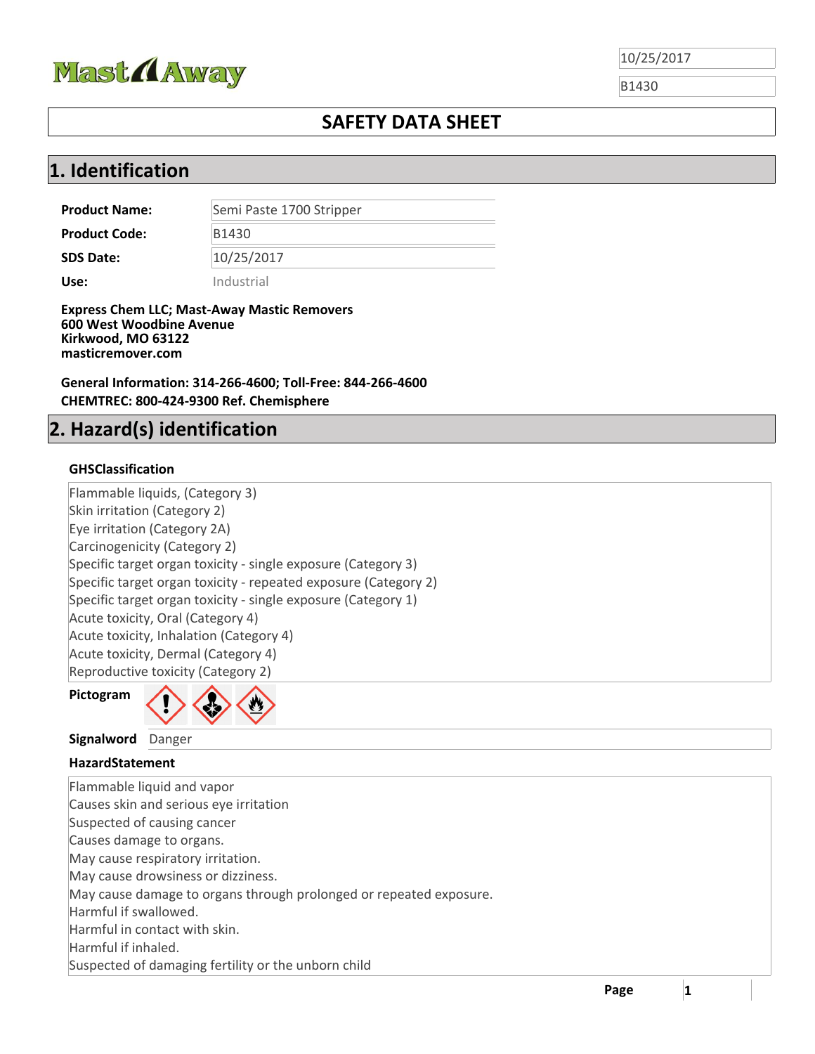10/25/2017

B1430

# SAFETY DATA SHEET

## 1. Identification

| | |
|---|---|
| **Product Name:** | Semi Paste 1700 Stripper |
| **Product Code:** | B1430 |
| **SDS Date:** | 10/25/2017 |
| **Use:** | Industrial |

**Express Chem LLC; Mast-Away Mastic Removers**
**600 West Woodbine Avenue**
**Kirkwood, MO 63122**
**masticremover.com**

**General Information: 314-266-4600; Toll-Free: 844-266-4600**
**CHEMTREC: 800-424-9300 Ref. Chemisphere**

## 2. Hazard(s) identification

### GHSClassification

Flammable liquids, (Category 3)
Skin irritation (Category 2)
Eye irritation (Category 2A)
Carcinogenicity (Category 2)
Specific target organ toxicity - single exposure (Category 3)
Specific target organ toxicity - repeated exposure (Category 2)
Specific target organ toxicity - single exposure (Category 1)
Acute toxicity, Oral (Category 4)
Acute toxicity, Inhalation (Category 4)
Acute toxicity, Dermal (Category 4)
Reproductive toxicity (Category 2)

**Pictogram**

**Signalword** Danger

### HazardStatement

Flammable liquid and vapor
Causes skin and serious eye irritation
Suspected of causing cancer
Causes damage to organs.
May cause respiratory irritation.
May cause drowsiness or dizziness.
May cause damage to organs through prolonged or repeated exposure.
Harmful if swallowed.
Harmful in contact with skin.
Harmful if inhaled.
Suspected of damaging fertility or the unborn child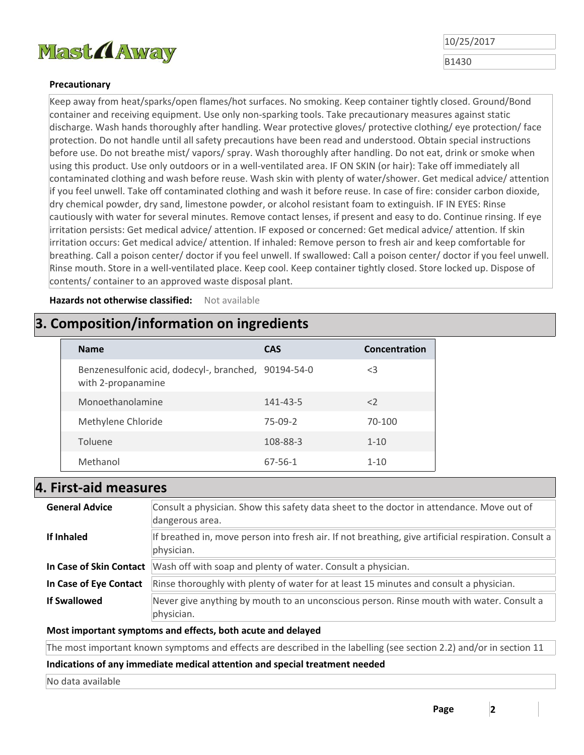### Precautionary

Keep away from heat/sparks/open flames/hot surfaces. No smoking. Keep container tightly closed. Ground/Bond container and receiving equipment. Use only non-sparking tools. Take precautionary measures against static discharge. Wash hands thoroughly after handling. Wear protective gloves/ protective clothing/ eye protection/ face protection. Do not handle until all safety precautions have been read and understood. Obtain special instructions before use. Do not breathe mist/ vapors/ spray. Wash thoroughly after handling. Do not eat, drink or smoke when using this product. Use only outdoors or in a well-ventilated area. IF ON SKIN (or hair): Take off immediately all contaminated clothing and wash before reuse. Wash skin with plenty of water/shower. Get medical advice/ attention if you feel unwell. Take off contaminated clothing and wash it before reuse. In case of fire: consider carbon dioxide, dry chemical powder, dry sand, limestone powder, or alcohol resistant foam to extinguish. IF IN EYES: Rinse cautiously with water for several minutes. Remove contact lenses, if present and easy to do. Continue rinsing. If eye irritation persists: Get medical advice/ attention. IF exposed or concerned: Get medical advice/ attention. If skin irritation occurs: Get medical advice/ attention. If inhaled: Remove person to fresh air and keep comfortable for breathing. Call a poison center/ doctor if you feel unwell. If swallowed: Call a poison center/ doctor if you feel unwell. Rinse mouth. Store in a well-ventilated place. Keep cool. Keep container tightly closed. Store locked up. Dispose of contents/ container to an approved waste disposal plant.

**Hazards not otherwise classified:** Not available

## 3. Composition/information on ingredients

| Name | CAS | Concentration |
|---|---|---|
| Benzenesulfonic acid, dodecyl-, branched, with 2-propanamine | 90194-54-0 | <3 |
| Monoethanolamine | 141-43-5 | <2 |
| Methylene Chloride | 75-09-2 | 70-100 |
| Toluene | 108-88-3 | 1-10 |
| Methanol | 67-56-1 | 1-10 |

## 4. First-aid measures

| | |
|---|---|
| **General Advice** | Consult a physician. Show this safety data sheet to the doctor in attendance. Move out of dangerous area. |
| **If Inhaled** | If breathed in, move person into fresh air. If not breathing, give artificial respiration. Consult a physician. |
| **In Case of Skin Contact** | Wash off with soap and plenty of water. Consult a physician. |
| **In Case of Eye Contact** | Rinse thoroughly with plenty of water for at least 15 minutes and consult a physician. |
| **If Swallowed** | Never give anything by mouth to an unconscious person. Rinse mouth with water. Consult a physician. |

**Most important symptoms and effects, both acute and delayed**

The most important known symptoms and effects are described in the labelling (see section 2.2) and/or in section 11

**Indications of any immediate medical attention and special treatment needed**

No data available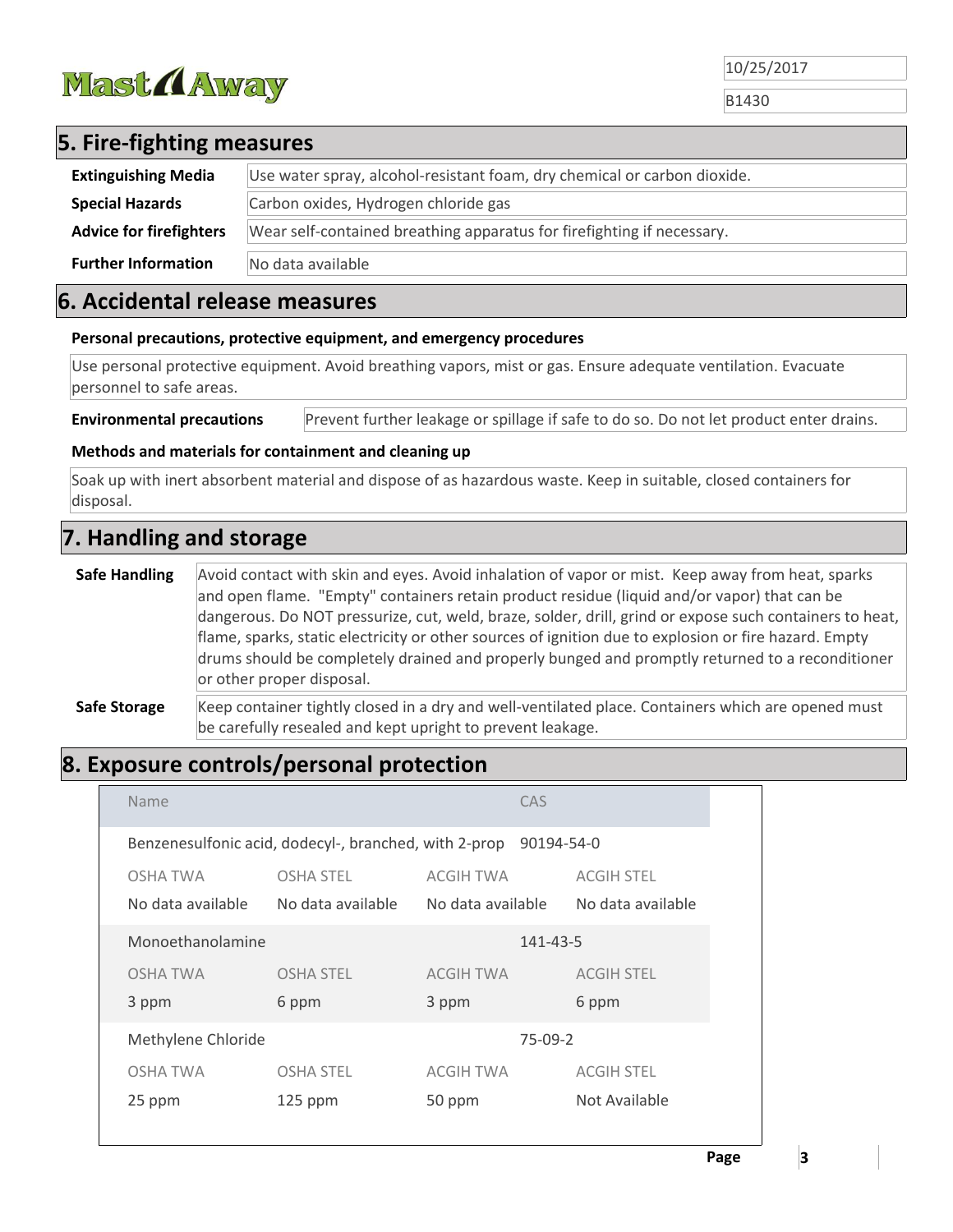## 5. Fire-fighting measures

| | |
|---|---|
| **Extinguishing Media** | Use water spray, alcohol-resistant foam, dry chemical or carbon dioxide. |
| **Special Hazards** | Carbon oxides, Hydrogen chloride gas |
| **Advice for firefighters** | Wear self-contained breathing apparatus for firefighting if necessary. |
| **Further Information** | No data available |

## 6. Accidental release measures

**Personal precautions, protective equipment, and emergency procedures**

Use personal protective equipment. Avoid breathing vapors, mist or gas. Ensure adequate ventilation. Evacuate personnel to safe areas.

**Environmental precautions** Prevent further leakage or spillage if safe to do so. Do not let product enter drains.

**Methods and materials for containment and cleaning up**

Soak up with inert absorbent material and dispose of as hazardous waste. Keep in suitable, closed containers for disposal.

## 7. Handling and storage

| | |
|---|---|
| **Safe Handling** | Avoid contact with skin and eyes. Avoid inhalation of vapor or mist. Keep away from heat, sparks and open flame. "Empty" containers retain product residue (liquid and/or vapor) that can be dangerous. Do NOT pressurize, cut, weld, braze, solder, drill, grind or expose such containers to heat, flame, sparks, static electricity or other sources of ignition due to explosion or fire hazard. Empty drums should be completely drained and properly bunged and promptly returned to a reconditioner or other proper disposal. |
| **Safe Storage** | Keep container tightly closed in a dry and well-ventilated place. Containers which are opened must be carefully resealed and kept upright to prevent leakage. |

## 8. Exposure controls/personal protection

| Name | CAS | OSHA TWA | OSHA STEL | ACGIH TWA | ACGIH STEL |
|---|---|---|---|---|---|
| Benzenesulfonic acid, dodecyl-, branched, with 2-prop | 90194-54-0 | No data available | No data available | No data available | No data available |
| Monoethanolamine | 141-43-5 | 3 ppm | 6 ppm | 3 ppm | 6 ppm |
| Methylene Chloride | 75-09-2 | 25 ppm | 125 ppm | 50 ppm | Not Available |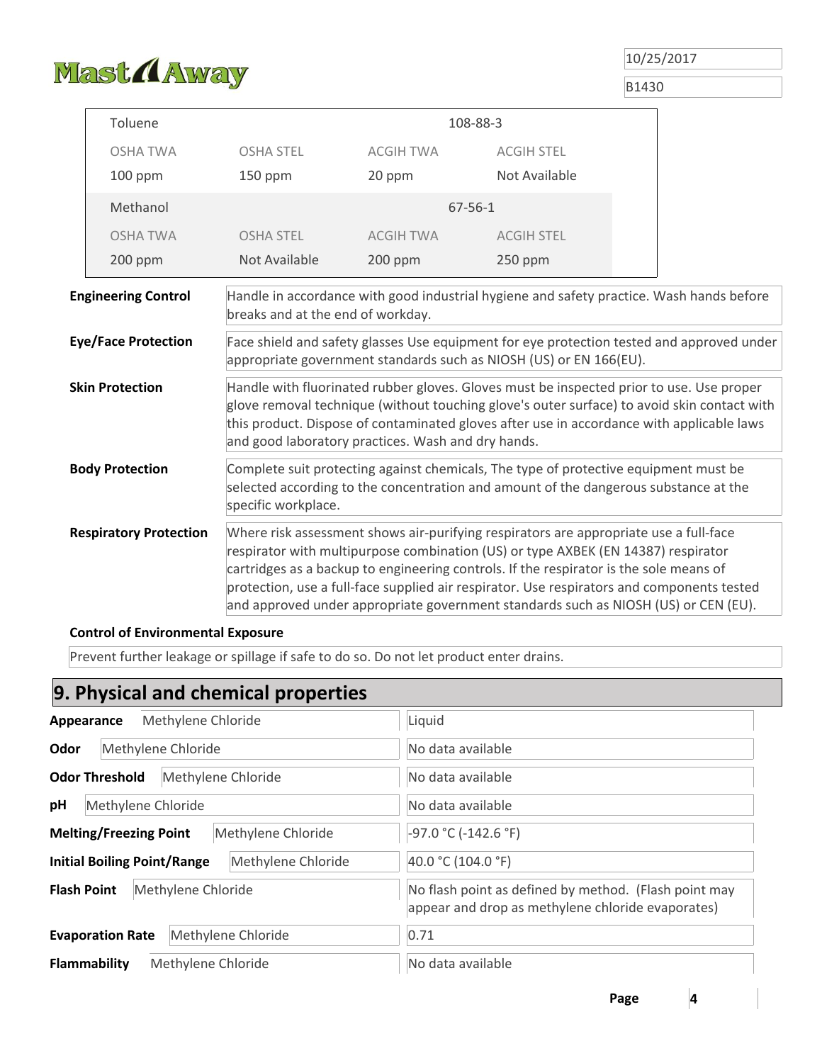| Toluene | | 108-88-3 | |
|---|---|---|---|
| OSHA TWA | OSHA STEL | ACGIH TWA | ACGIH STEL |
| 100 ppm | 150 ppm | 20 ppm | Not Available |
| **Methanol** | | **67-56-1** | |
| OSHA TWA | OSHA STEL | ACGIH TWA | ACGIH STEL |
| 200 ppm | Not Available | 200 ppm | 250 ppm |

| | |
|---|---|
| **Engineering Control** | Handle in accordance with good industrial hygiene and safety practice. Wash hands before breaks and at the end of workday. |
| **Eye/Face Protection** | Face shield and safety glasses Use equipment for eye protection tested and approved under appropriate government standards such as NIOSH (US) or EN 166(EU). |
| **Skin Protection** | Handle with fluorinated rubber gloves. Gloves must be inspected prior to use. Use proper glove removal technique (without touching glove's outer surface) to avoid skin contact with this product. Dispose of contaminated gloves after use in accordance with applicable laws and good laboratory practices. Wash and dry hands. |
| **Body Protection** | Complete suit protecting against chemicals, The type of protective equipment must be selected according to the concentration and amount of the dangerous substance at the specific workplace. |
| **Respiratory Protection** | Where risk assessment shows air-purifying respirators are appropriate use a full-face respirator with multipurpose combination (US) or type AXBEK (EN 14387) respirator cartridges as a backup to engineering controls. If the respirator is the sole means of protection, use a full-face supplied air respirator. Use respirators and components tested and approved under appropriate government standards such as NIOSH (US) or CEN (EU). |

**Control of Environmental Exposure**

Prevent further leakage or spillage if safe to do so. Do not let product enter drains.

## 9. Physical and chemical properties

| Property | Component | Value |
|---|---|---|
| **Appearance** | Methylene Chloride | Liquid |
| **Odor** | Methylene Chloride | No data available |
| **Odor Threshold** | Methylene Chloride | No data available |
| **pH** | Methylene Chloride | No data available |
| **Melting/Freezing Point** | Methylene Chloride | -97.0 °C (-142.6 °F) |
| **Initial Boiling Point/Range** | Methylene Chloride | 40.0 °C (104.0 °F) |
| **Flash Point** | Methylene Chloride | No flash point as defined by method. (Flash point may appear and drop as methylene chloride evaporates) |
| **Evaporation Rate** | Methylene Chloride | 0.71 |
| **Flammability** | Methylene Chloride | No data available |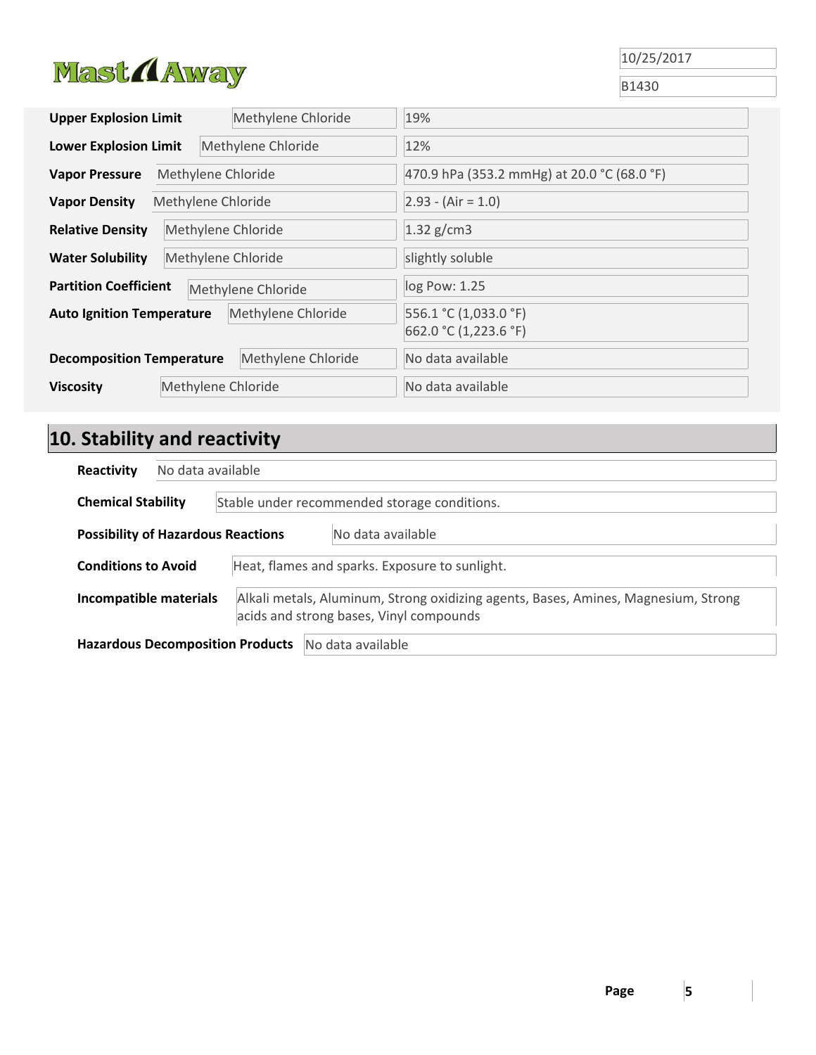| Property | Component | Value |
|---|---|---|
| **Upper Explosion Limit** | Methylene Chloride | 19% |
| **Lower Explosion Limit** | Methylene Chloride | 12% |
| **Vapor Pressure** | Methylene Chloride | 470.9 hPa (353.2 mmHg) at 20.0 °C (68.0 °F) |
| **Vapor Density** | Methylene Chloride | 2.93 - (Air = 1.0) |
| **Relative Density** | Methylene Chloride | 1.32 g/cm3 |
| **Water Solubility** | Methylene Chloride | slightly soluble |
| **Partition Coefficient** | Methylene Chloride | log Pow: 1.25 |
| **Auto Ignition Temperature** | Methylene Chloride | 556.1 °C (1,033.0 °F)<br>662.0 °C (1,223.6 °F) |
| **Decomposition Temperature** | Methylene Chloride | No data available |
| **Viscosity** | Methylene Chloride | No data available |

## 10. Stability and reactivity

**Reactivity** No data available

**Chemical Stability** Stable under recommended storage conditions.

**Possibility of Hazardous Reactions** No data available

**Conditions to Avoid** Heat, flames and sparks. Exposure to sunlight.

**Incompatible materials** Alkali metals, Aluminum, Strong oxidizing agents, Bases, Amines, Magnesium, Strong acids and strong bases, Vinyl compounds

**Hazardous Decomposition Products** No data available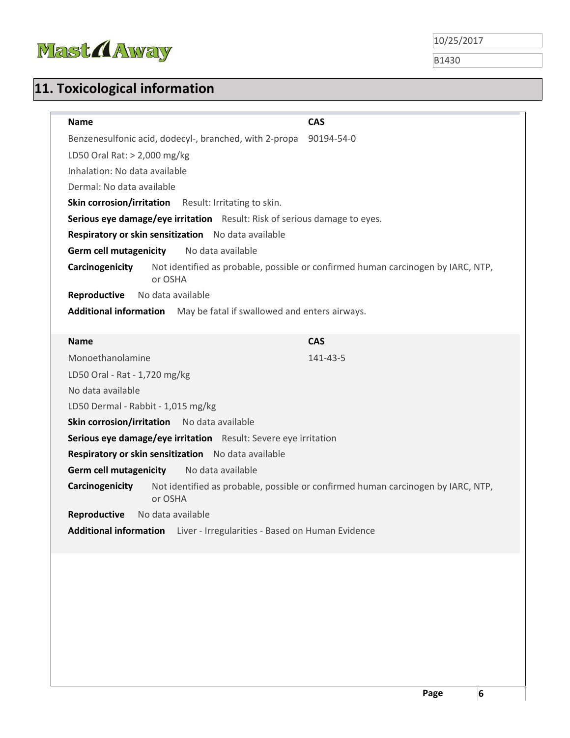## 11. Toxicological information

| Name | CAS |
|---|---|
| Benzenesulfonic acid, dodecyl-, branched, with 2-propa | 90194-54-0 |

LD50 Oral Rat: > 2,000 mg/kg

Inhalation: No data available

Dermal: No data available

**Skin corrosion/irritation** Result: Irritating to skin.

**Serious eye damage/eye irritation** Result: Risk of serious damage to eyes.

**Respiratory or skin sensitization** No data available

**Germ cell mutagenicity** No data available

**Carcinogenicity** Not identified as probable, possible or confirmed human carcinogen by IARC, NTP, or OSHA

**Reproductive** No data available

**Additional information** May be fatal if swallowed and enters airways.

| Name | CAS |
|---|---|
| Monoethanolamine | 141-43-5 |

LD50 Oral - Rat - 1,720 mg/kg

No data available

LD50 Dermal - Rabbit - 1,015 mg/kg

**Skin corrosion/irritation** No data available

**Serious eye damage/eye irritation** Result: Severe eye irritation

**Respiratory or skin sensitization** No data available

**Germ cell mutagenicity** No data available

**Carcinogenicity** Not identified as probable, possible or confirmed human carcinogen by IARC, NTP, or OSHA

**Reproductive** No data available

**Additional information** Liver - Irregularities - Based on Human Evidence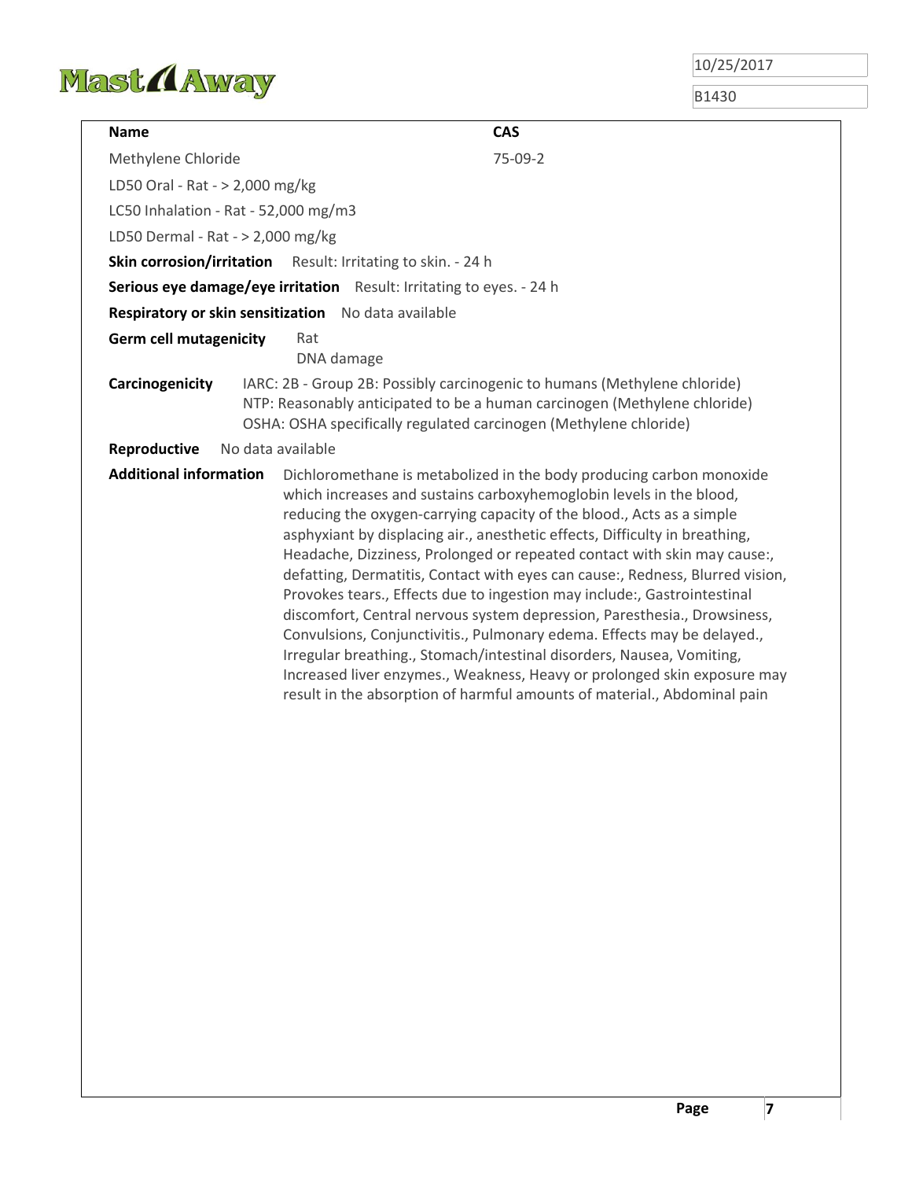| **Name** | **CAS** |
|---|---|
| Methylene Chloride | 75-09-2 |

LD50 Oral - Rat - > 2,000 mg/kg

LC50 Inhalation - Rat - 52,000 mg/m3

LD50 Dermal - Rat - > 2,000 mg/kg

**Skin corrosion/irritation** Result: Irritating to skin. - 24 h

**Serious eye damage/eye irritation** Result: Irritating to eyes. - 24 h

**Respiratory or skin sensitization** No data available

**Germ cell mutagenicity** Rat
DNA damage

**Carcinogenicity** IARC: 2B - Group 2B: Possibly carcinogenic to humans (Methylene chloride)
NTP: Reasonably anticipated to be a human carcinogen (Methylene chloride)
OSHA: OSHA specifically regulated carcinogen (Methylene chloride)

**Reproductive** No data available

**Additional information** Dichloromethane is metabolized in the body producing carbon monoxide which increases and sustains carboxyhemoglobin levels in the blood, reducing the oxygen-carrying capacity of the blood., Acts as a simple asphyxiant by displacing air., anesthetic effects, Difficulty in breathing, Headache, Dizziness, Prolonged or repeated contact with skin may cause:, defatting, Dermatitis, Contact with eyes can cause:, Redness, Blurred vision, Provokes tears., Effects due to ingestion may include:, Gastrointestinal discomfort, Central nervous system depression, Paresthesia., Drowsiness, Convulsions, Conjunctivitis., Pulmonary edema. Effects may be delayed., Irregular breathing., Stomach/intestinal disorders, Nausea, Vomiting, Increased liver enzymes., Weakness, Heavy or prolonged skin exposure may result in the absorption of harmful amounts of material., Abdominal pain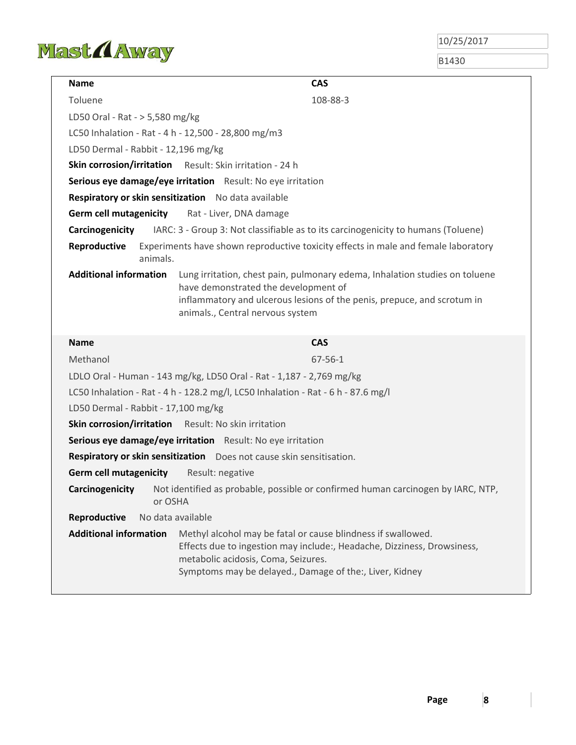| **Name** | **CAS** |
|---|---|
| Toluene | 108-88-3 |

LD50 Oral - Rat - > 5,580 mg/kg

LC50 Inhalation - Rat - 4 h - 12,500 - 28,800 mg/m3

LD50 Dermal - Rabbit - 12,196 mg/kg

**Skin corrosion/irritation** Result: Skin irritation - 24 h

**Serious eye damage/eye irritation** Result: No eye irritation

**Respiratory or skin sensitization** No data available

**Germ cell mutagenicity** Rat - Liver, DNA damage

**Carcinogenicity** IARC: 3 - Group 3: Not classifiable as to its carcinogenicity to humans (Toluene)

**Reproductive** Experiments have shown reproductive toxicity effects in male and female laboratory animals.

**Additional information** Lung irritation, chest pain, pulmonary edema, Inhalation studies on toluene have demonstrated the development of inflammatory and ulcerous lesions of the penis, prepuce, and scrotum in animals., Central nervous system

| **Name** | **CAS** |
|---|---|
| Methanol | 67-56-1 |

LDLO Oral - Human - 143 mg/kg, LD50 Oral - Rat - 1,187 - 2,769 mg/kg

LC50 Inhalation - Rat - 4 h - 128.2 mg/l, LC50 Inhalation - Rat - 6 h - 87.6 mg/l

LD50 Dermal - Rabbit - 17,100 mg/kg

**Skin corrosion/irritation** Result: No skin irritation

**Serious eye damage/eye irritation** Result: No eye irritation

**Respiratory or skin sensitization** Does not cause skin sensitisation.

**Germ cell mutagenicity** Result: negative

**Carcinogenicity** Not identified as probable, possible or confirmed human carcinogen by IARC, NTP, or OSHA

**Reproductive** No data available

**Additional information** Methyl alcohol may be fatal or cause blindness if swallowed.
Effects due to ingestion may include:, Headache, Dizziness, Drowsiness, metabolic acidosis, Coma, Seizures.
Symptoms may be delayed., Damage of the:, Liver, Kidney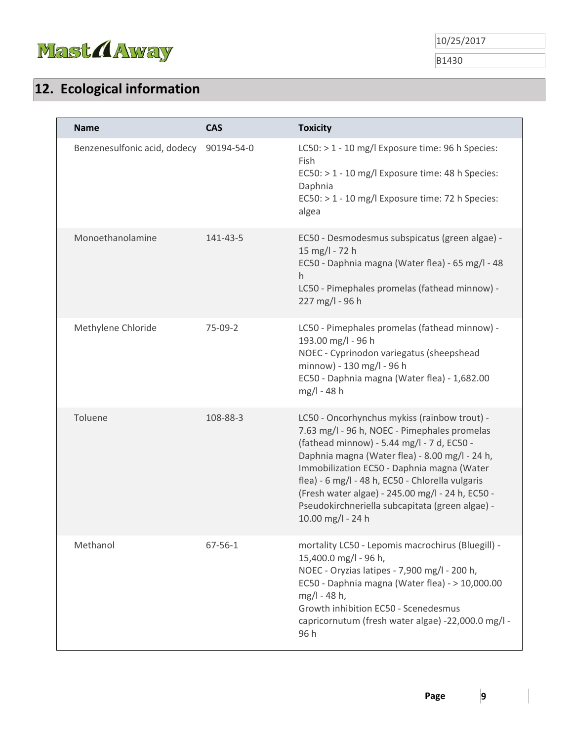## 12. Ecological information

| Name | CAS | Toxicity |
|---|---|---|
| Benzenesulfonic acid, dodecy | 90194-54-0 | LC50: > 1 - 10 mg/l Exposure time: 96 h Species: Fish<br>EC50: > 1 - 10 mg/l Exposure time: 48 h Species: Daphnia<br>EC50: > 1 - 10 mg/l Exposure time: 72 h Species: algea |
| Monoethanolamine | 141-43-5 | EC50 - Desmodesmus subspicatus (green algae) - 15 mg/l - 72 h<br>EC50 - Daphnia magna (Water flea) - 65 mg/l - 48 h<br>LC50 - Pimephales promelas (fathead minnow) - 227 mg/l - 96 h |
| Methylene Chloride | 75-09-2 | LC50 - Pimephales promelas (fathead minnow) - 193.00 mg/l - 96 h<br>NOEC - Cyprinodon variegatus (sheepshead minnow) - 130 mg/l - 96 h<br>EC50 - Daphnia magna (Water flea) - 1,682.00 mg/l - 48 h |
| Toluene | 108-88-3 | LC50 - Oncorhynchus mykiss (rainbow trout) - 7.63 mg/l - 96 h, NOEC - Pimephales promelas (fathead minnow) - 5.44 mg/l - 7 d, EC50 - Daphnia magna (Water flea) - 8.00 mg/l - 24 h, Immobilization EC50 - Daphnia magna (Water flea) - 6 mg/l - 48 h, EC50 - Chlorella vulgaris (Fresh water algae) - 245.00 mg/l - 24 h, EC50 - Pseudokirchneriella subcapitata (green algae) - 10.00 mg/l - 24 h |
| Methanol | 67-56-1 | mortality LC50 - Lepomis macrochirus (Bluegill) - 15,400.0 mg/l - 96 h,<br>NOEC - Oryzias latipes - 7,900 mg/l - 200 h,<br>EC50 - Daphnia magna (Water flea) - > 10,000.00 mg/l - 48 h,<br>Growth inhibition EC50 - Scenedesmus capricornutum (fresh water algae) -22,000.0 mg/l - 96 h |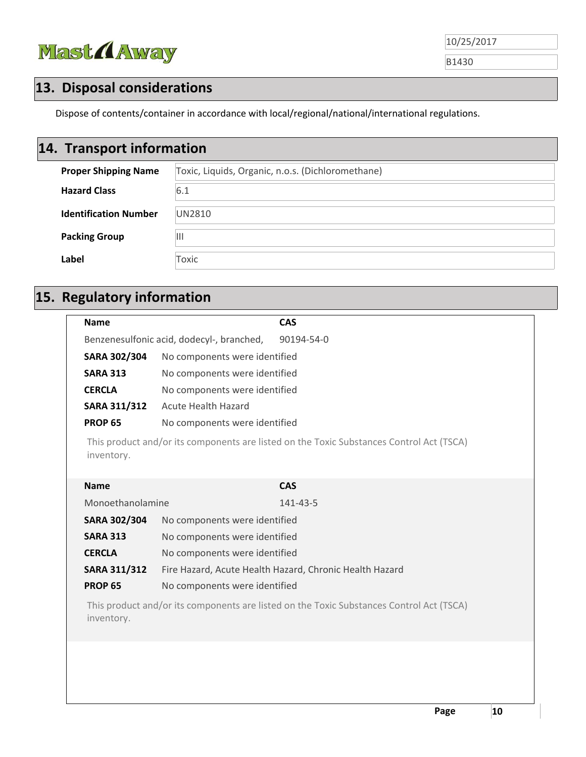## 13. Disposal considerations

Dispose of contents/container in accordance with local/regional/national/international regulations.

## 14. Transport information

| | |
|---|---|
| **Proper Shipping Name** | Toxic, Liquids, Organic, n.o.s. (Dichloromethane) |
| **Hazard Class** | 6.1 |
| **Identification Number** | UN2810 |
| **Packing Group** | III |
| **Label** | Toxic |

## 15. Regulatory information

| **Name** | **CAS** |
|---|---|
| Benzenesulfonic acid, dodecyl-, branched, | 90194-54-0 |

| | |
|---|---|
| **SARA 302/304** | No components were identified |
| **SARA 313** | No components were identified |
| **CERCLA** | No components were identified |
| **SARA 311/312** | Acute Health Hazard |
| **PROP 65** | No components were identified |

This product and/or its components are listed on the Toxic Substances Control Act (TSCA) inventory.

| **Name** | **CAS** |
|---|---|
| Monoethanolamine | 141-43-5 |

| | |
|---|---|
| **SARA 302/304** | No components were identified |
| **SARA 313** | No components were identified |
| **CERCLA** | No components were identified |
| **SARA 311/312** | Fire Hazard, Acute Health Hazard, Chronic Health Hazard |
| **PROP 65** | No components were identified |

This product and/or its components are listed on the Toxic Substances Control Act (TSCA) inventory.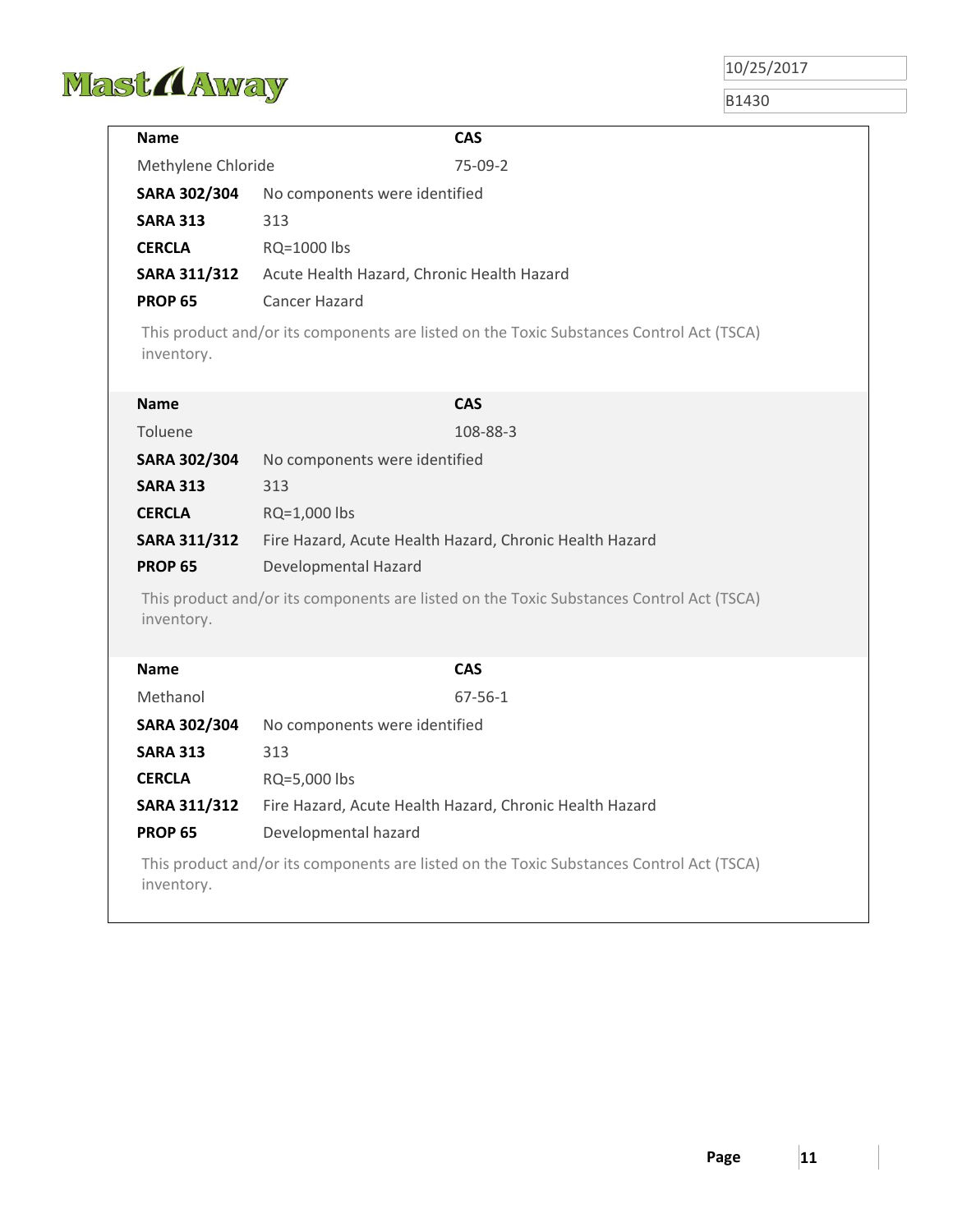| **Name** | **CAS** |
|---|---|
| Methylene Chloride | 75-09-2 |

| | |
|---|---|
| **SARA 302/304** | No components were identified |
| **SARA 313** | 313 |
| **CERCLA** | RQ=1000 lbs |
| **SARA 311/312** | Acute Health Hazard, Chronic Health Hazard |
| **PROP 65** | Cancer Hazard |

This product and/or its components are listed on the Toxic Substances Control Act (TSCA) inventory.

| **Name** | **CAS** |
|---|---|
| Toluene | 108-88-3 |

| | |
|---|---|
| **SARA 302/304** | No components were identified |
| **SARA 313** | 313 |
| **CERCLA** | RQ=1,000 lbs |
| **SARA 311/312** | Fire Hazard, Acute Health Hazard, Chronic Health Hazard |
| **PROP 65** | Developmental Hazard |

This product and/or its components are listed on the Toxic Substances Control Act (TSCA) inventory.

| **Name** | **CAS** |
|---|---|
| Methanol | 67-56-1 |

| | |
|---|---|
| **SARA 302/304** | No components were identified |
| **SARA 313** | 313 |
| **CERCLA** | RQ=5,000 lbs |
| **SARA 311/312** | Fire Hazard, Acute Health Hazard, Chronic Health Hazard |
| **PROP 65** | Developmental hazard |

This product and/or its components are listed on the Toxic Substances Control Act (TSCA) inventory.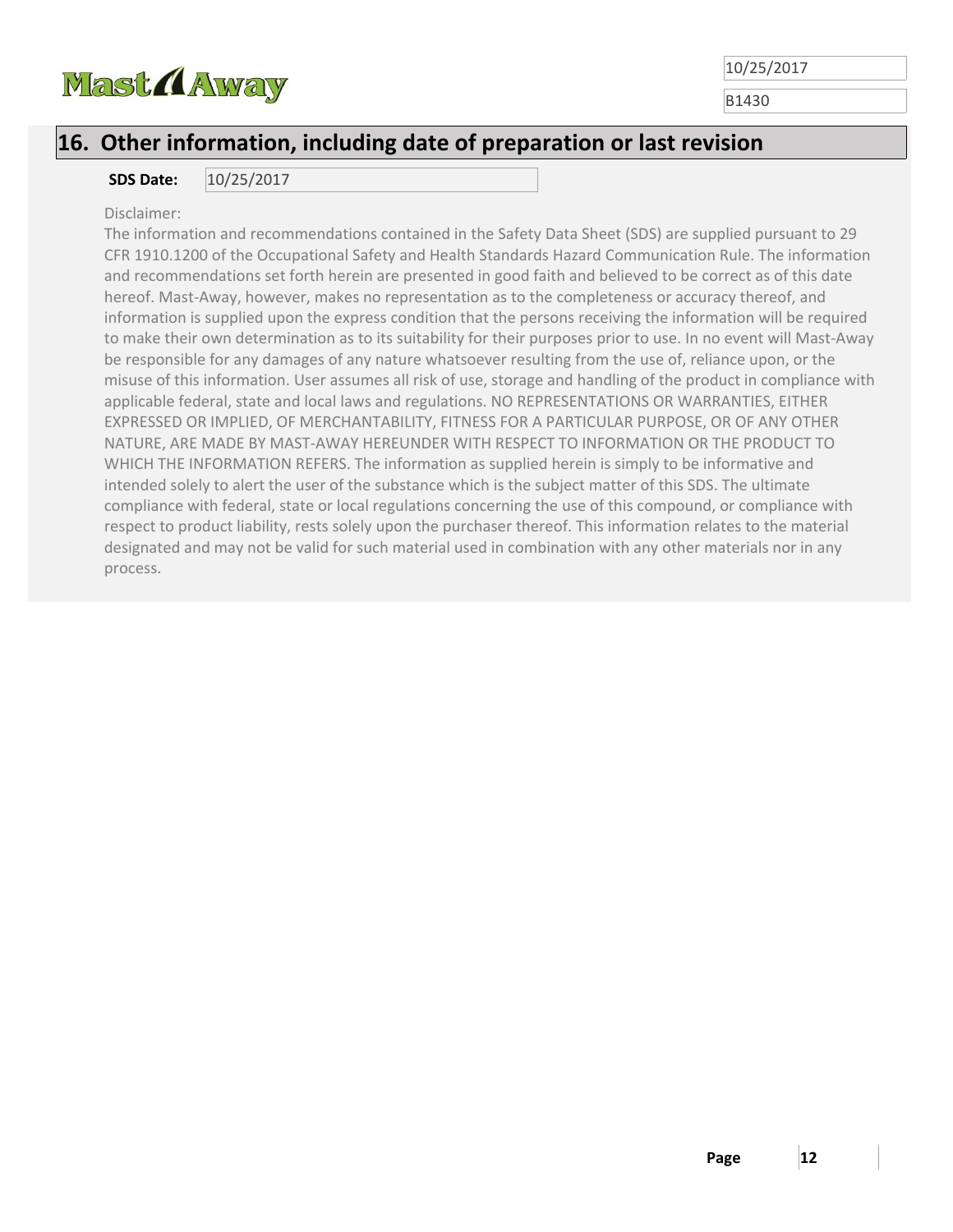## 16. Other information, including date of preparation or last revision

**SDS Date:** 10/25/2017

Disclaimer:

The information and recommendations contained in the Safety Data Sheet (SDS) are supplied pursuant to 29 CFR 1910.1200 of the Occupational Safety and Health Standards Hazard Communication Rule. The information and recommendations set forth herein are presented in good faith and believed to be correct as of this date hereof. Mast-Away, however, makes no representation as to the completeness or accuracy thereof, and information is supplied upon the express condition that the persons receiving the information will be required to make their own determination as to its suitability for their purposes prior to use. In no event will Mast-Away be responsible for any damages of any nature whatsoever resulting from the use of, reliance upon, or the misuse of this information. User assumes all risk of use, storage and handling of the product in compliance with applicable federal, state and local laws and regulations. NO REPRESENTATIONS OR WARRANTIES, EITHER EXPRESSED OR IMPLIED, OF MERCHANTABILITY, FITNESS FOR A PARTICULAR PURPOSE, OR OF ANY OTHER NATURE, ARE MADE BY MAST-AWAY HEREUNDER WITH RESPECT TO INFORMATION OR THE PRODUCT TO WHICH THE INFORMATION REFERS. The information as supplied herein is simply to be informative and intended solely to alert the user of the substance which is the subject matter of this SDS. The ultimate compliance with federal, state or local regulations concerning the use of this compound, or compliance with respect to product liability, rests solely upon the purchaser thereof. This information relates to the material designated and may not be valid for such material used in combination with any other materials nor in any process.